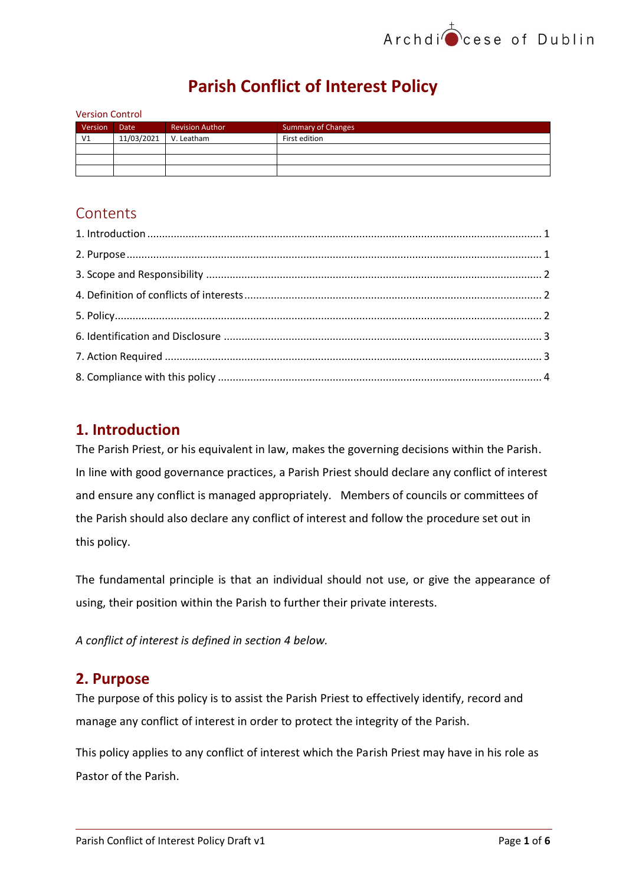# Parish Conflict of Interest Policy

Version Control

| Version | Date | Revision Author | Summary of Changes |
|---|---|---|---|
| V1 | 11/03/2021 | V. Leatham | First edition |
| | | | |
| | | | |
| | | | |

## Contents

1. Introduction ..... 1
2. Purpose ..... 1
3. Scope and Responsibility ..... 2
4. Definition of conflicts of interests ..... 2
5. Policy ..... 2
6. Identification and Disclosure ..... 3
7. Action Required ..... 3
8. Compliance with this policy ..... 4

## 1. Introduction

The Parish Priest, or his equivalent in law, makes the governing decisions within the Parish. In line with good governance practices, a Parish Priest should declare any conflict of interest and ensure any conflict is managed appropriately. Members of councils or committees of the Parish should also declare any conflict of interest and follow the procedure set out in this policy.

The fundamental principle is that an individual should not use, or give the appearance of using, their position within the Parish to further their private interests.

*A conflict of interest is defined in section 4 below.*

## 2. Purpose

The purpose of this policy is to assist the Parish Priest to effectively identify, record and manage any conflict of interest in order to protect the integrity of the Parish.

This policy applies to any conflict of interest which the Parish Priest may have in his role as Pastor of the Parish.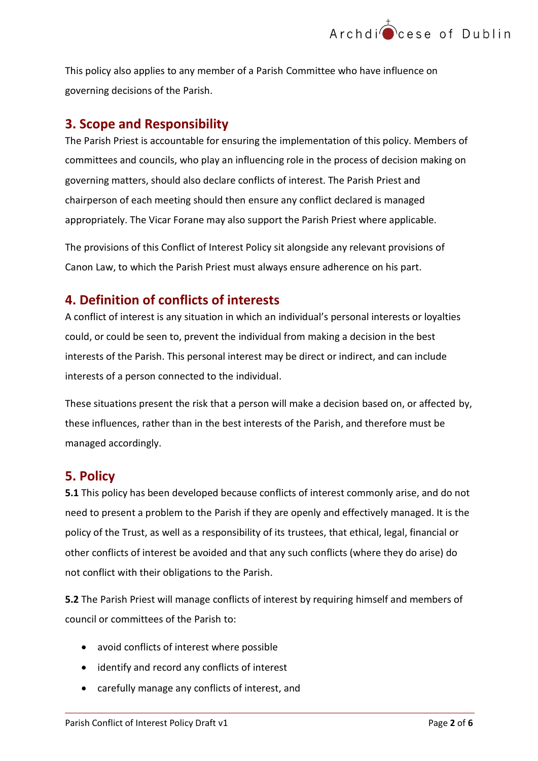This policy also applies to any member of a Parish Committee who have influence on governing decisions of the Parish.

## 3. Scope and Responsibility

The Parish Priest is accountable for ensuring the implementation of this policy. Members of committees and councils, who play an influencing role in the process of decision making on governing matters, should also declare conflicts of interest. The Parish Priest and chairperson of each meeting should then ensure any conflict declared is managed appropriately. The Vicar Forane may also support the Parish Priest where applicable.

The provisions of this Conflict of Interest Policy sit alongside any relevant provisions of Canon Law, to which the Parish Priest must always ensure adherence on his part.

## 4. Definition of conflicts of interests

A conflict of interest is any situation in which an individual's personal interests or loyalties could, or could be seen to, prevent the individual from making a decision in the best interests of the Parish. This personal interest may be direct or indirect, and can include interests of a person connected to the individual.

These situations present the risk that a person will make a decision based on, or affected by, these influences, rather than in the best interests of the Parish, and therefore must be managed accordingly.

## 5. Policy

**5.1** This policy has been developed because conflicts of interest commonly arise, and do not need to present a problem to the Parish if they are openly and effectively managed. It is the policy of the Trust, as well as a responsibility of its trustees, that ethical, legal, financial or other conflicts of interest be avoided and that any such conflicts (where they do arise) do not conflict with their obligations to the Parish.

**5.2** The Parish Priest will manage conflicts of interest by requiring himself and members of council or committees of the Parish to:

- avoid conflicts of interest where possible
- identify and record any conflicts of interest
- carefully manage any conflicts of interest, and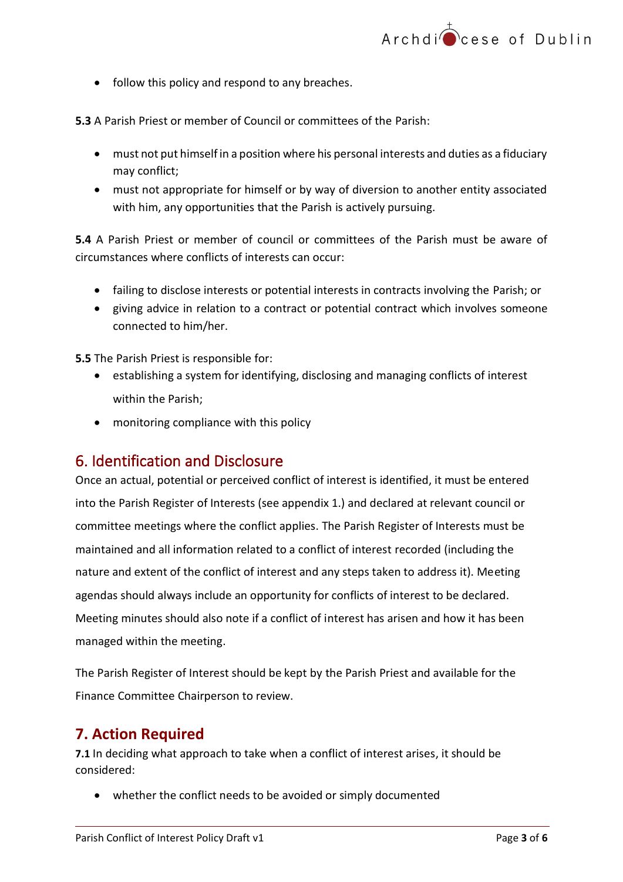- follow this policy and respond to any breaches.

**5.3** A Parish Priest or member of Council or committees of the Parish:

- must not put himself in a position where his personal interests and duties as a fiduciary may conflict;
- must not appropriate for himself or by way of diversion to another entity associated with him, any opportunities that the Parish is actively pursuing.

**5.4** A Parish Priest or member of council or committees of the Parish must be aware of circumstances where conflicts of interests can occur:

- failing to disclose interests or potential interests in contracts involving the Parish; or
- giving advice in relation to a contract or potential contract which involves someone connected to him/her.

**5.5** The Parish Priest is responsible for:

- establishing a system for identifying, disclosing and managing conflicts of interest within the Parish;
- monitoring compliance with this policy

## 6. Identification and Disclosure

Once an actual, potential or perceived conflict of interest is identified, it must be entered into the Parish Register of Interests (see appendix 1.) and declared at relevant council or committee meetings where the conflict applies. The Parish Register of Interests must be maintained and all information related to a conflict of interest recorded (including the nature and extent of the conflict of interest and any steps taken to address it). Meeting agendas should always include an opportunity for conflicts of interest to be declared. Meeting minutes should also note if a conflict of interest has arisen and how it has been managed within the meeting.

The Parish Register of Interest should be kept by the Parish Priest and available for the Finance Committee Chairperson to review.

## 7. Action Required

**7.1** In deciding what approach to take when a conflict of interest arises, it should be considered:

- whether the conflict needs to be avoided or simply documented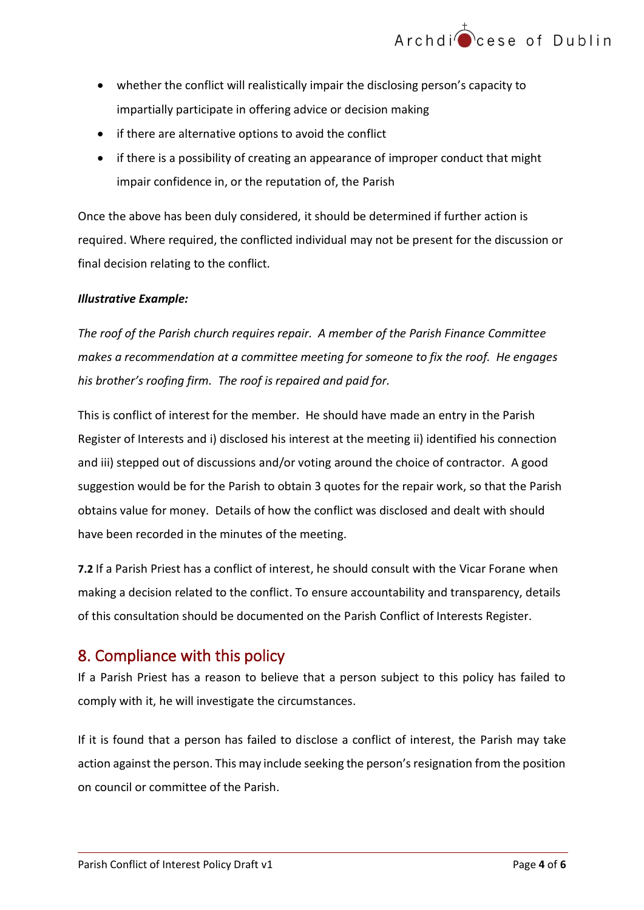- whether the conflict will realistically impair the disclosing person's capacity to impartially participate in offering advice or decision making
- if there are alternative options to avoid the conflict
- if there is a possibility of creating an appearance of improper conduct that might impair confidence in, or the reputation of, the Parish

Once the above has been duly considered, it should be determined if further action is required. Where required, the conflicted individual may not be present for the discussion or final decision relating to the conflict.

***Illustrative Example:***

*The roof of the Parish church requires repair. A member of the Parish Finance Committee makes a recommendation at a committee meeting for someone to fix the roof. He engages his brother's roofing firm. The roof is repaired and paid for.*

This is conflict of interest for the member. He should have made an entry in the Parish Register of Interests and i) disclosed his interest at the meeting ii) identified his connection and iii) stepped out of discussions and/or voting around the choice of contractor. A good suggestion would be for the Parish to obtain 3 quotes for the repair work, so that the Parish obtains value for money. Details of how the conflict was disclosed and dealt with should have been recorded in the minutes of the meeting.

**7.2** If a Parish Priest has a conflict of interest, he should consult with the Vicar Forane when making a decision related to the conflict. To ensure accountability and transparency, details of this consultation should be documented on the Parish Conflict of Interests Register.

## 8. Compliance with this policy

If a Parish Priest has a reason to believe that a person subject to this policy has failed to comply with it, he will investigate the circumstances.

If it is found that a person has failed to disclose a conflict of interest, the Parish may take action against the person. This may include seeking the person's resignation from the position on council or committee of the Parish.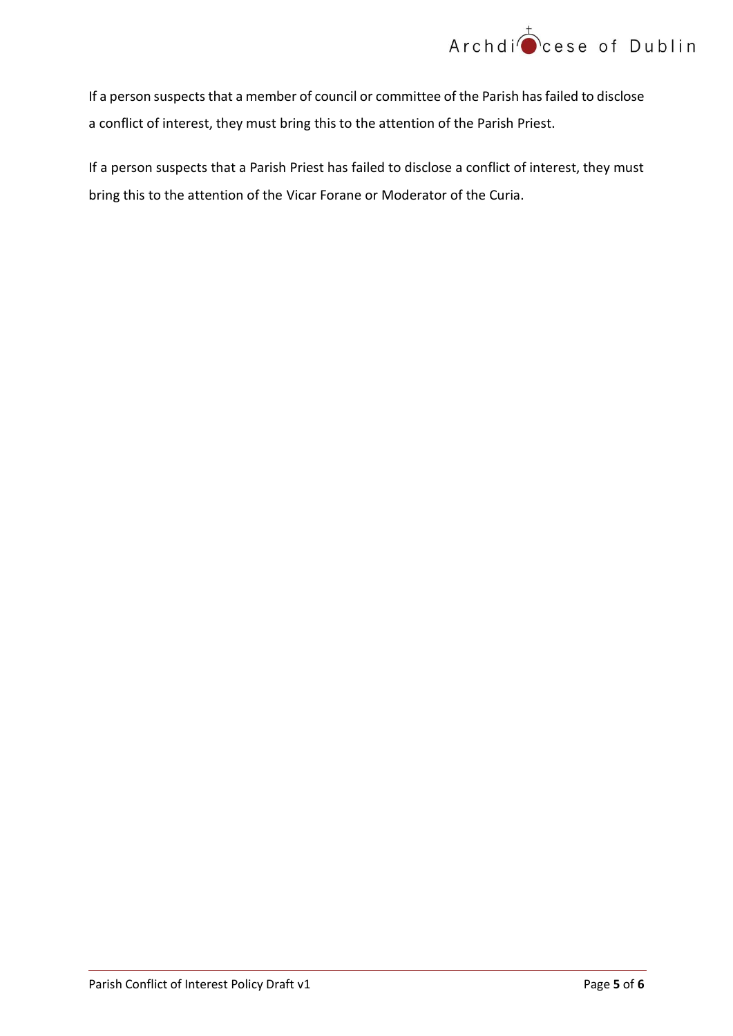If a person suspects that a member of council or committee of the Parish has failed to disclose a conflict of interest, they must bring this to the attention of the Parish Priest.

If a person suspects that a Parish Priest has failed to disclose a conflict of interest, they must bring this to the attention of the Vicar Forane or Moderator of the Curia.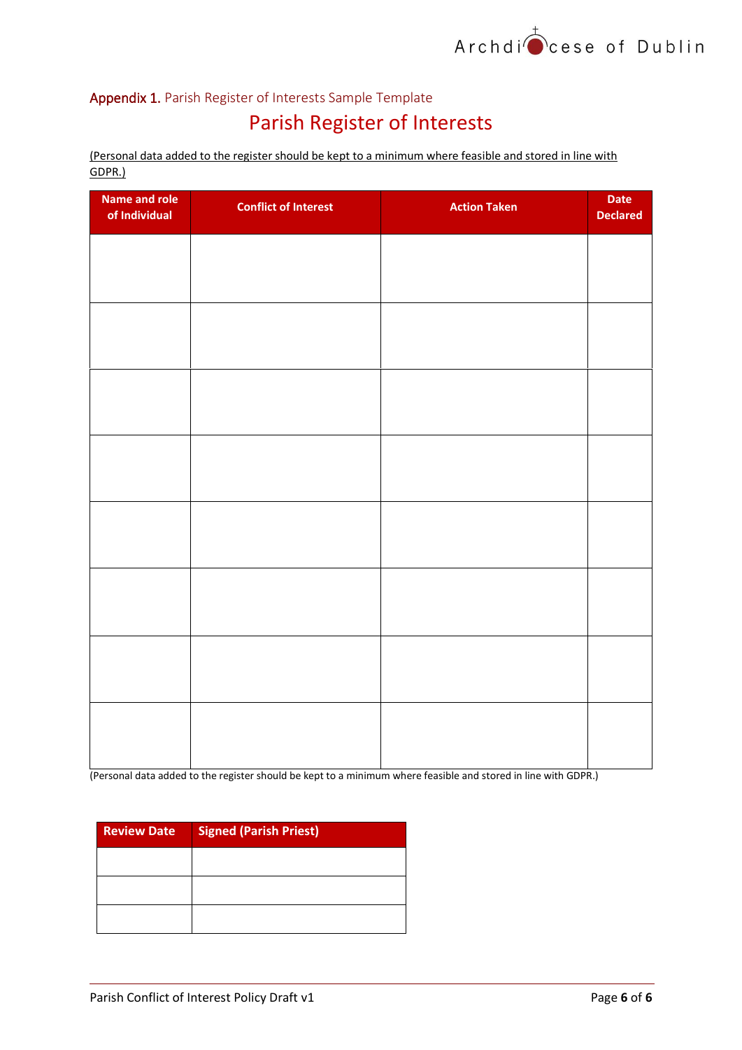Appendix 1. Parish Register of Interests Sample Template

# Parish Register of Interests

(Personal data added to the register should be kept to a minimum where feasible and stored in line with GDPR.)

| Name and role of Individual | Conflict of Interest | Action Taken | Date Declared |
|---|---|---|---|
| | | | |
| | | | |
| | | | |
| | | | |
| | | | |
| | | | |
| | | | |
| | | | |

(Personal data added to the register should be kept to a minimum where feasible and stored in line with GDPR.)

| Review Date | Signed (Parish Priest) |
|---|---|
| | |
| | |
| | |